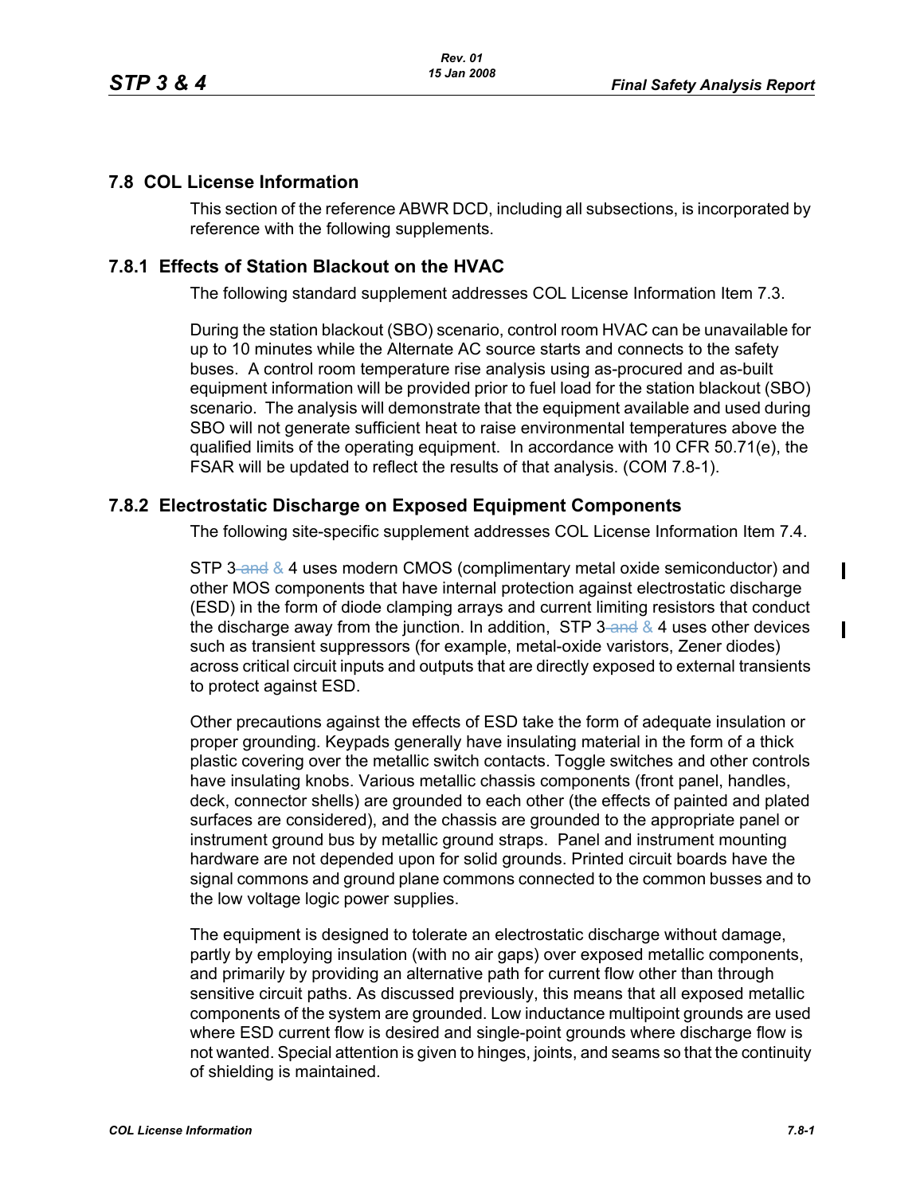## 7.8 COL License Information

This section of the reference ABWR DCD, including all subsections, is incorporated by reference with the following supplements.

### 7.8.1 Effects of Station Blackout on the HVAC

The following standard supplement addresses COL License Information Item 7.3.

During the station blackout (SBO) scenario, control room HVAC can be unavailable for up to 10 minutes while the Alternate AC source starts and connects to the safety buses. A control room temperature rise analysis using as-procured and as-built equipment information will be provided prior to fuel load for the station blackout (SBO) scenario. The analysis will demonstrate that the equipment available and used during SBO will not generate sufficient heat to raise environmental temperatures above the qualified limits of the operating equipment. In accordance with 10 CFR 50.71(e), the FSAR will be updated to reflect the results of that analysis. (COM 7.8-1).

### 7.8.2 Electrostatic Discharge on Exposed Equipment Components

The following site-specific supplement addresses COL License Information Item 7.4.

STP 3 ~~and~~ & 4 uses modern CMOS (complimentary metal oxide semiconductor) and other MOS components that have internal protection against electrostatic discharge (ESD) in the form of diode clamping arrays and current limiting resistors that conduct the discharge away from the junction. In addition, STP 3 ~~and~~ & 4 uses other devices such as transient suppressors (for example, metal-oxide varistors, Zener diodes) across critical circuit inputs and outputs that are directly exposed to external transients to protect against ESD.

Other precautions against the effects of ESD take the form of adequate insulation or proper grounding. Keypads generally have insulating material in the form of a thick plastic covering over the metallic switch contacts. Toggle switches and other controls have insulating knobs. Various metallic chassis components (front panel, handles, deck, connector shells) are grounded to each other (the effects of painted and plated surfaces are considered), and the chassis are grounded to the appropriate panel or instrument ground bus by metallic ground straps. Panel and instrument mounting hardware are not depended upon for solid grounds. Printed circuit boards have the signal commons and ground plane commons connected to the common busses and to the low voltage logic power supplies.

The equipment is designed to tolerate an electrostatic discharge without damage, partly by employing insulation (with no air gaps) over exposed metallic components, and primarily by providing an alternative path for current flow other than through sensitive circuit paths. As discussed previously, this means that all exposed metallic components of the system are grounded. Low inductance multipoint grounds are used where ESD current flow is desired and single-point grounds where discharge flow is not wanted. Special attention is given to hinges, joints, and seams so that the continuity of shielding is maintained.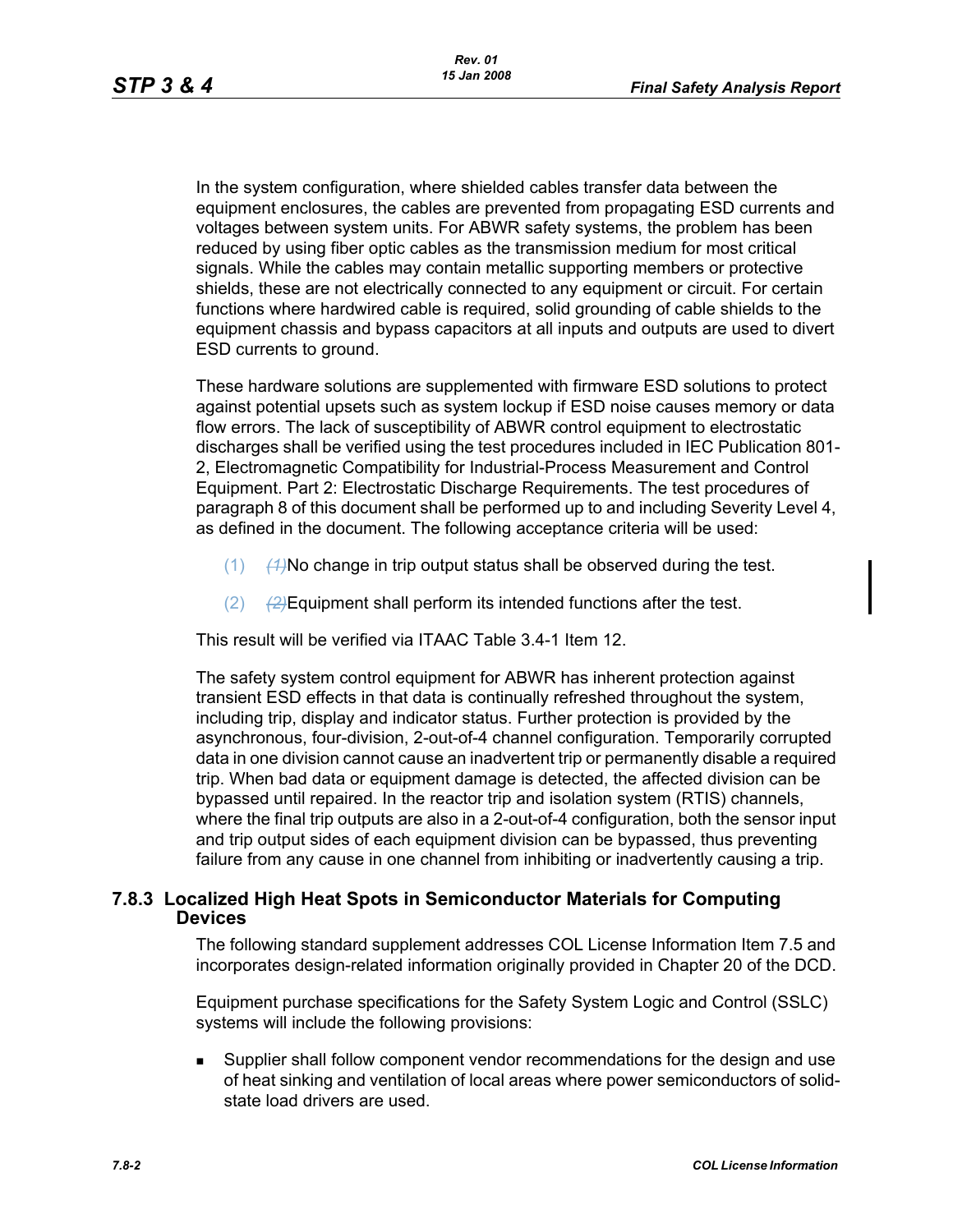In the system configuration, where shielded cables transfer data between the equipment enclosures, the cables are prevented from propagating ESD currents and voltages between system units. For ABWR safety systems, the problem has been reduced by using fiber optic cables as the transmission medium for most critical signals. While the cables may contain metallic supporting members or protective shields, these are not electrically connected to any equipment or circuit. For certain functions where hardwired cable is required, solid grounding of cable shields to the equipment chassis and bypass capacitors at all inputs and outputs are used to divert ESD currents to ground.

These hardware solutions are supplemented with firmware ESD solutions to protect against potential upsets such as system lockup if ESD noise causes memory or data flow errors. The lack of susceptibility of ABWR control equipment to electrostatic discharges shall be verified using the test procedures included in IEC Publication 801-2, Electromagnetic Compatibility for Industrial-Process Measurement and Control Equipment. Part 2: Electrostatic Discharge Requirements. The test procedures of paragraph 8 of this document shall be performed up to and including Severity Level 4, as defined in the document. The following acceptance criteria will be used:

(1) ~~(1)~~No change in trip output status shall be observed during the test.

(2) ~~(2)~~Equipment shall perform its intended functions after the test.

This result will be verified via ITAAC Table 3.4-1 Item 12.

The safety system control equipment for ABWR has inherent protection against transient ESD effects in that data is continually refreshed throughout the system, including trip, display and indicator status. Further protection is provided by the asynchronous, four-division, 2-out-of-4 channel configuration. Temporarily corrupted data in one division cannot cause an inadvertent trip or permanently disable a required trip. When bad data or equipment damage is detected, the affected division can be bypassed until repaired. In the reactor trip and isolation system (RTIS) channels, where the final trip outputs are also in a 2-out-of-4 configuration, both the sensor input and trip output sides of each equipment division can be bypassed, thus preventing failure from any cause in one channel from inhibiting or inadvertently causing a trip.

### 7.8.3 Localized High Heat Spots in Semiconductor Materials for Computing Devices

The following standard supplement addresses COL License Information Item 7.5 and incorporates design-related information originally provided in Chapter 20 of the DCD.

Equipment purchase specifications for the Safety System Logic and Control (SSLC) systems will include the following provisions:

- Supplier shall follow component vendor recommendations for the design and use of heat sinking and ventilation of local areas where power semiconductors of solid-state load drivers are used.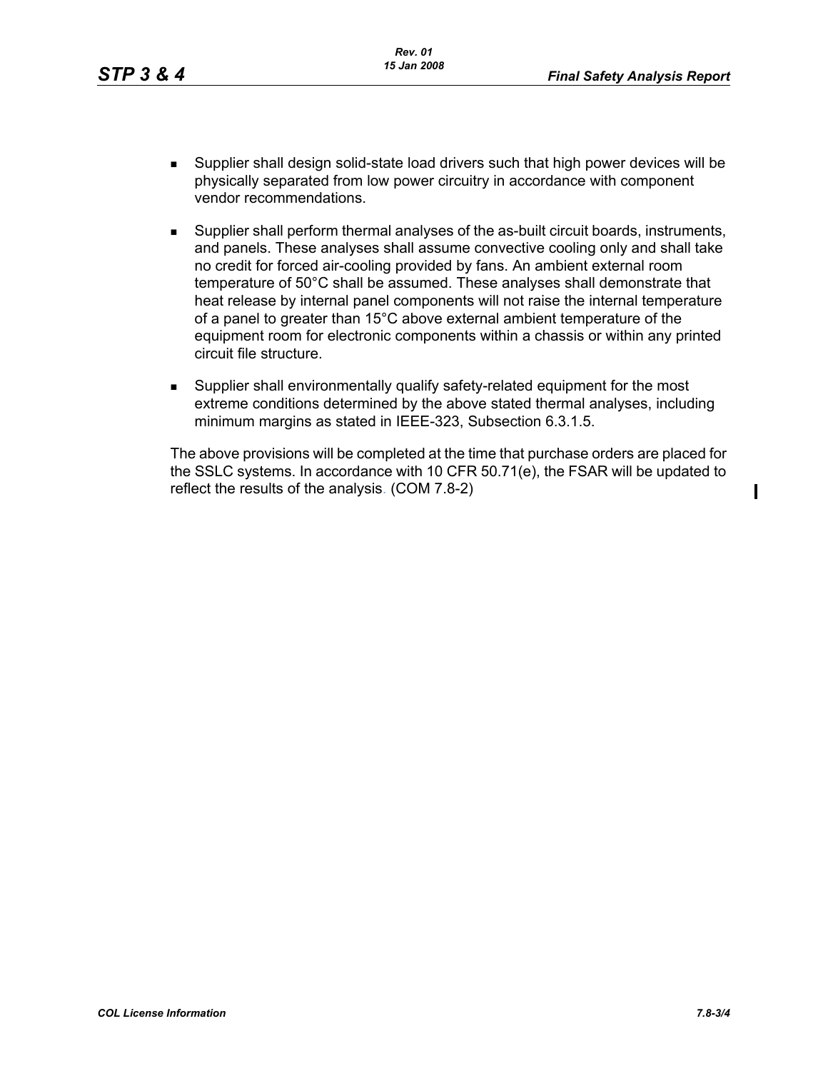- Supplier shall design solid-state load drivers such that high power devices will be physically separated from low power circuitry in accordance with component vendor recommendations.
- Supplier shall perform thermal analyses of the as-built circuit boards, instruments, and panels. These analyses shall assume convective cooling only and shall take no credit for forced air-cooling provided by fans. An ambient external room temperature of 50°C shall be assumed. These analyses shall demonstrate that heat release by internal panel components will not raise the internal temperature of a panel to greater than 15°C above external ambient temperature of the equipment room for electronic components within a chassis or within any printed circuit file structure.
- Supplier shall environmentally qualify safety-related equipment for the most extreme conditions determined by the above stated thermal analyses, including minimum margins as stated in IEEE-323, Subsection 6.3.1.5.

The above provisions will be completed at the time that purchase orders are placed for the SSLC systems. In accordance with 10 CFR 50.71(e), the FSAR will be updated to reflect the results of the analysis. (COM 7.8-2)